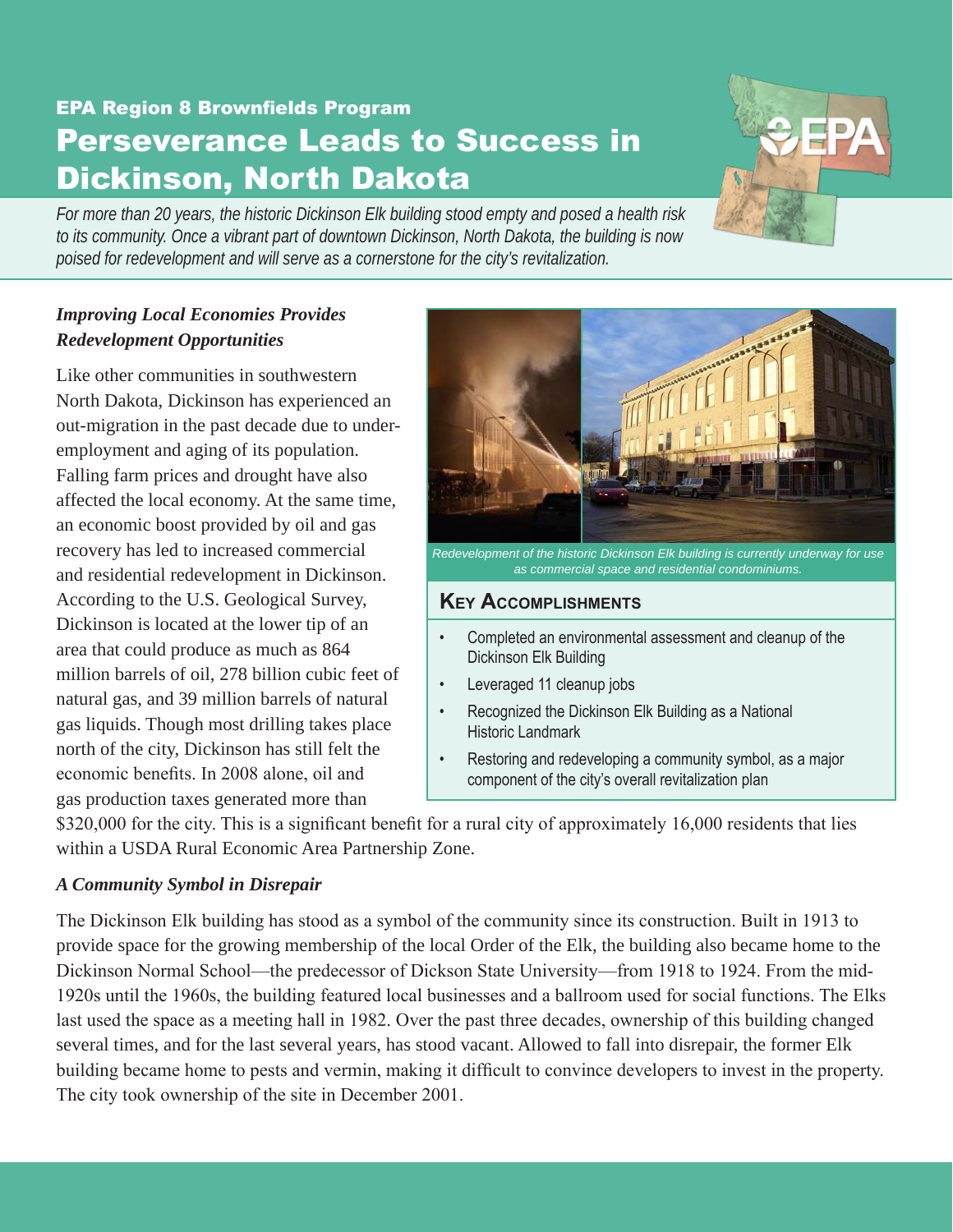EPA Region 8 Brownfields Program

# Perseverance Leads to Success in Dickinson, North Dakota

*For more than 20 years, the historic Dickinson Elk building stood empty and posed a health risk to its community. Once a vibrant part of downtown Dickinson, North Dakota, the building is now poised for redevelopment and will serve as a cornerstone for the city's revitalization.*

### *Improving Local Economies Provides Redevelopment Opportunities*

Like other communities in southwestern North Dakota, Dickinson has experienced an out-migration in the past decade due to under-employment and aging of its population. Falling farm prices and drought have also affected the local economy. At the same time, an economic boost provided by oil and gas recovery has led to increased commercial and residential redevelopment in Dickinson. According to the U.S. Geological Survey, Dickinson is located at the lower tip of an area that could produce as much as 864 million barrels of oil, 278 billion cubic feet of natural gas, and 39 million barrels of natural gas liquids. Though most drilling takes place north of the city, Dickinson has still felt the economic benefits. In 2008 alone, oil and gas production taxes generated more than $320,000 for the city. This is a significant benefit for a rural city of approximately 16,000 residents that lies within a USDA Rural Economic Area Partnership Zone.

*Redevelopment of the historic Dickinson Elk building is currently underway for use as commercial space and residential condominiums.*

### Key Accomplishments

- Completed an environmental assessment and cleanup of the Dickinson Elk Building
- Leveraged 11 cleanup jobs
- Recognized the Dickinson Elk Building as a National Historic Landmark
- Restoring and redeveloping a community symbol, as a major component of the city's overall revitalization plan

### *A Community Symbol in Disrepair*

The Dickinson Elk building has stood as a symbol of the community since its construction. Built in 1913 to provide space for the growing membership of the local Order of the Elk, the building also became home to the Dickinson Normal School—the predecessor of Dickson State University—from 1918 to 1924. From the mid-1920s until the 1960s, the building featured local businesses and a ballroom used for social functions. The Elks last used the space as a meeting hall in 1982. Over the past three decades, ownership of this building changed several times, and for the last several years, has stood vacant. Allowed to fall into disrepair, the former Elk building became home to pests and vermin, making it difficult to convince developers to invest in the property. The city took ownership of the site in December 2001.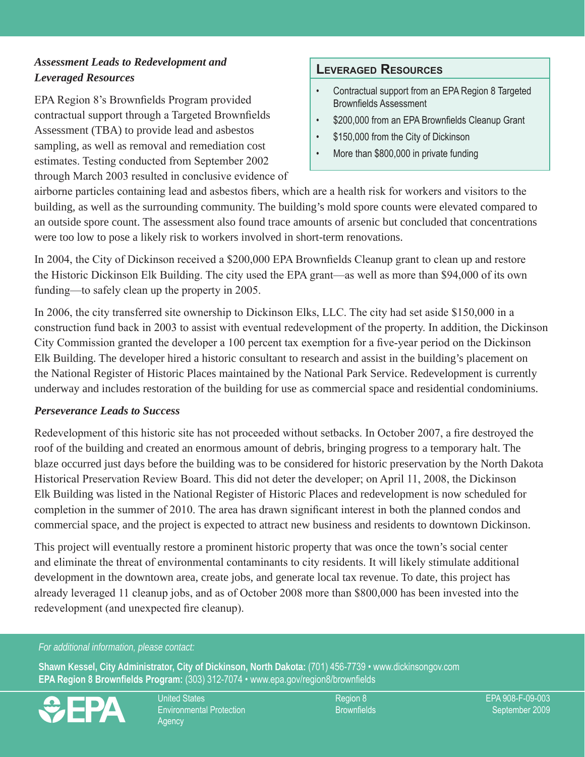### *Assessment Leads to Redevelopment and Leveraged Resources*

EPA Region 8's Brownfields Program provided contractual support through a Targeted Brownfields Assessment (TBA) to provide lead and asbestos sampling, as well as removal and remediation cost estimates. Testing conducted from September 2002 through March 2003 resulted in conclusive evidence of airborne particles containing lead and asbestos fibers, which are a health risk for workers and visitors to the building, as well as the surrounding community. The building's mold spore counts were elevated compared to an outside spore count. The assessment also found trace amounts of arsenic but concluded that concentrations were too low to pose a likely risk to workers involved in short-term renovations.

#### Leveraged Resources

- Contractual support from an EPA Region 8 Targeted Brownfields Assessment
- $200,000 from an EPA Brownfields Cleanup Grant
- $150,000 from the City of Dickinson
- More than $800,000 in private funding

In 2004, the City of Dickinson received a $200,000 EPA Brownfields Cleanup grant to clean up and restore the Historic Dickinson Elk Building. The city used the EPA grant—as well as more than $94,000 of its own funding—to safely clean up the property in 2005.

In 2006, the city transferred site ownership to Dickinson Elks, LLC. The city had set aside $150,000 in a construction fund back in 2003 to assist with eventual redevelopment of the property. In addition, the Dickinson City Commission granted the developer a 100 percent tax exemption for a five-year period on the Dickinson Elk Building. The developer hired a historic consultant to research and assist in the building's placement on the National Register of Historic Places maintained by the National Park Service. Redevelopment is currently underway and includes restoration of the building for use as commercial space and residential condominiums.

### *Perseverance Leads to Success*

Redevelopment of this historic site has not proceeded without setbacks. In October 2007, a fire destroyed the roof of the building and created an enormous amount of debris, bringing progress to a temporary halt. The blaze occurred just days before the building was to be considered for historic preservation by the North Dakota Historical Preservation Review Board. This did not deter the developer; on April 11, 2008, the Dickinson Elk Building was listed in the National Register of Historic Places and redevelopment is now scheduled for completion in the summer of 2010. The area has drawn significant interest in both the planned condos and commercial space, and the project is expected to attract new business and residents to downtown Dickinson.

This project will eventually restore a prominent historic property that was once the town's social center and eliminate the threat of environmental contaminants to city residents. It will likely stimulate additional development in the downtown area, create jobs, and generate local tax revenue. To date, this project has already leveraged 11 cleanup jobs, and as of October 2008 more than $800,000 has been invested into the redevelopment (and unexpected fire cleanup).

*For additional information, please contact:*

**Shawn Kessel, City Administrator, City of Dickinson, North Dakota:** (701) 456-7739 • www.dickinsongov.com
**EPA Region 8 Brownfields Program:** (303) 312-7074 • www.epa.gov/region8/brownfields

EPA — United States Environmental Protection Agency — Region 8 Brownfields — EPA 908-F-09-003 September 2009